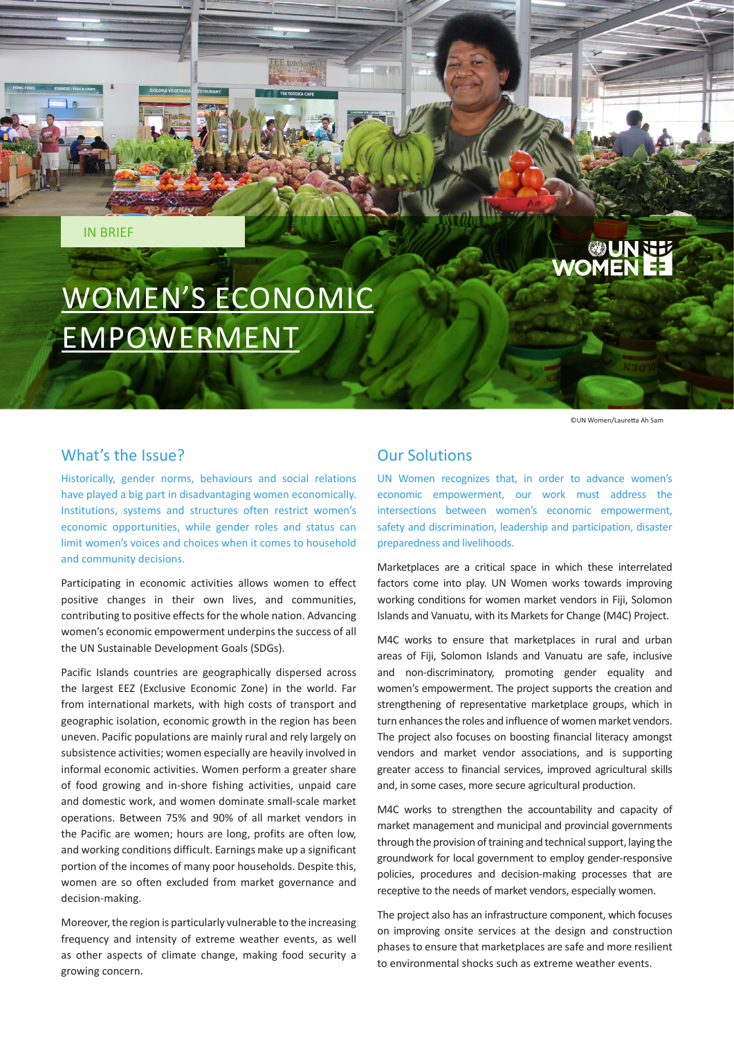IN BRIEF

# WOMEN'S ECONOMIC EMPOWERMENT

©UN Women/Lauretta Ah Sam

## What's the Issue?

Historically, gender norms, behaviours and social relations have played a big part in disadvantaging women economically. Institutions, systems and structures often restrict women's economic opportunities, while gender roles and status can limit women's voices and choices when it comes to household and community decisions.

Participating in economic activities allows women to effect positive changes in their own lives, and communities, contributing to positive effects for the whole nation. Advancing women's economic empowerment underpins the success of all the UN Sustainable Development Goals (SDGs).

Pacific Islands countries are geographically dispersed across the largest EEZ (Exclusive Economic Zone) in the world. Far from international markets, with high costs of transport and geographic isolation, economic growth in the region has been uneven. Pacific populations are mainly rural and rely largely on subsistence activities; women especially are heavily involved in informal economic activities. Women perform a greater share of food growing and in-shore fishing activities, unpaid care and domestic work, and women dominate small-scale market operations. Between 75% and 90% of all market vendors in the Pacific are women; hours are long, profits are often low, and working conditions difficult. Earnings make up a significant portion of the incomes of many poor households. Despite this, women are so often excluded from market governance and decision-making.

Moreover, the region is particularly vulnerable to the increasing frequency and intensity of extreme weather events, as well as other aspects of climate change, making food security a growing concern.

## Our Solutions

UN Women recognizes that, in order to advance women's economic empowerment, our work must address the intersections between women's economic empowerment, safety and discrimination, leadership and participation, disaster preparedness and livelihoods.

Marketplaces are a critical space in which these interrelated factors come into play. UN Women works towards improving working conditions for women market vendors in Fiji, Solomon Islands and Vanuatu, with its Markets for Change (M4C) Project.

M4C works to ensure that marketplaces in rural and urban areas of Fiji, Solomon Islands and Vanuatu are safe, inclusive and non-discriminatory, promoting gender equality and women's empowerment. The project supports the creation and strengthening of representative marketplace groups, which in turn enhances the roles and influence of women market vendors. The project also focuses on boosting financial literacy amongst vendors and market vendor associations, and is supporting greater access to financial services, improved agricultural skills and, in some cases, more secure agricultural production.

M4C works to strengthen the accountability and capacity of market management and municipal and provincial governments through the provision of training and technical support, laying the groundwork for local government to employ gender-responsive policies, procedures and decision-making processes that are receptive to the needs of market vendors, especially women.

The project also has an infrastructure component, which focuses on improving onsite services at the design and construction phases to ensure that marketplaces are safe and more resilient to environmental shocks such as extreme weather events.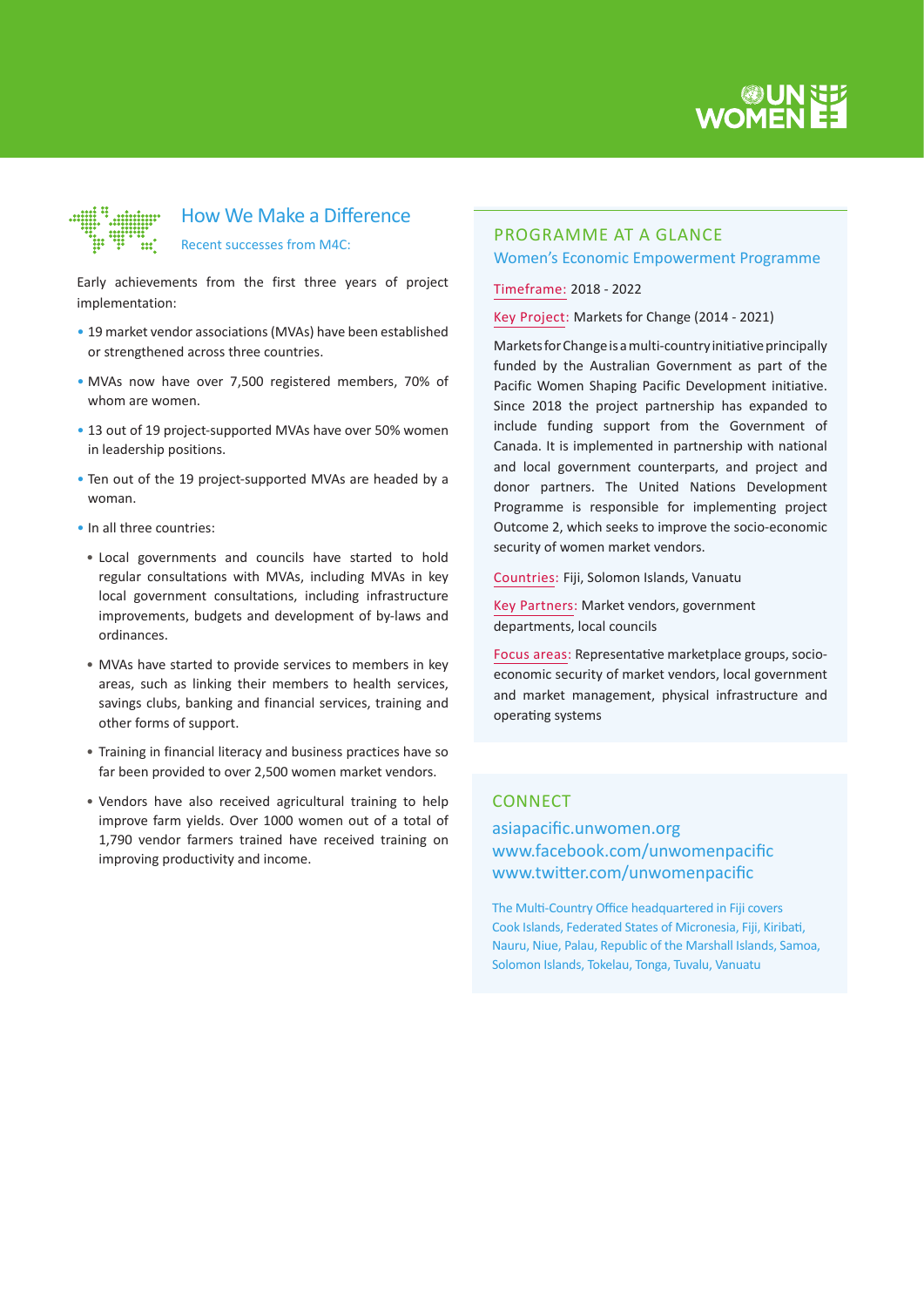## How We Make a Difference

Recent successes from M4C:

Early achievements from the first three years of project implementation:

- 19 market vendor associations (MVAs) have been established or strengthened across three countries.
- MVAs now have over 7,500 registered members, 70% of whom are women.
- 13 out of 19 project-supported MVAs have over 50% women in leadership positions.
- Ten out of the 19 project-supported MVAs are headed by a woman.
- In all three countries:
  - Local governments and councils have started to hold regular consultations with MVAs, including MVAs in key local government consultations, including infrastructure improvements, budgets and development of by-laws and ordinances.
  - MVAs have started to provide services to members in key areas, such as linking their members to health services, savings clubs, banking and financial services, training and other forms of support.
  - Training in financial literacy and business practices have so far been provided to over 2,500 women market vendors.
  - Vendors have also received agricultural training to help improve farm yields. Over 1000 women out of a total of 1,790 vendor farmers trained have received training on improving productivity and income.

## PROGRAMME AT A GLANCE

### Women's Economic Empowerment Programme

Timeframe: 2018 - 2022

Key Project: Markets for Change (2014 - 2021)

Markets for Change is a multi-country initiative principally funded by the Australian Government as part of the Pacific Women Shaping Pacific Development initiative. Since 2018 the project partnership has expanded to include funding support from the Government of Canada. It is implemented in partnership with national and local government counterparts, and project and donor partners. The United Nations Development Programme is responsible for implementing project Outcome 2, which seeks to improve the socio-economic security of women market vendors.

Countries: Fiji, Solomon Islands, Vanuatu

Key Partners: Market vendors, government departments, local councils

Focus areas: Representative marketplace groups, socio-economic security of market vendors, local government and market management, physical infrastructure and operating systems

## CONNECT

asiapacific.unwomen.org
www.facebook.com/unwomenpacific
www.twitter.com/unwomenpacific

The Multi-Country Office headquartered in Fiji covers Cook Islands, Federated States of Micronesia, Fiji, Kiribati, Nauru, Niue, Palau, Republic of the Marshall Islands, Samoa, Solomon Islands, Tokelau, Tonga, Tuvalu, Vanuatu